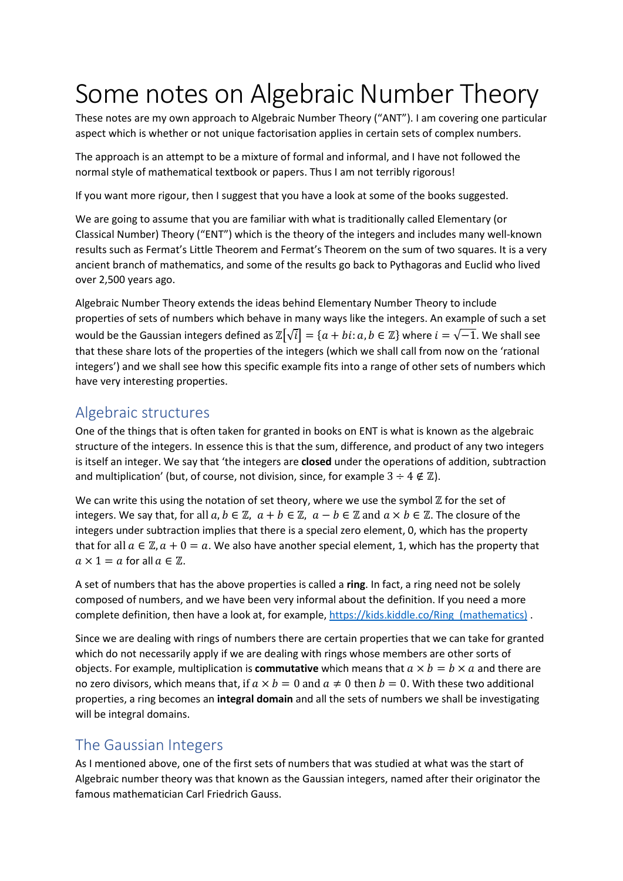# Some notes on Algebraic Number Theory

These notes are my own approach to Algebraic Number Theory ("ANT"). I am covering one particular aspect which is whether or not unique factorisation applies in certain sets of complex numbers.

The approach is an attempt to be a mixture of formal and informal, and I have not followed the normal style of mathematical textbook or papers. Thus I am not terribly rigorous!

If you want more rigour, then I suggest that you have a look at some of the books suggested.

We are going to assume that you are familiar with what is traditionally called Elementary (or Classical Number) Theory ("ENT") which is the theory of the integers and includes many well-known results such as Fermat's Little Theorem and Fermat's Theorem on the sum of two squares. It is a very ancient branch of mathematics, and some of the results go back to Pythagoras and Euclid who lived over 2,500 years ago.

Algebraic Number Theory extends the ideas behind Elementary Number Theory to include properties of sets of numbers which behave in many ways like the integers. An example of such a set would be the Gaussian integers defined as $\mathbb{Z}[\sqrt{i}] = \{a + bi : a, b \in \mathbb{Z}\}$ where $i = \sqrt{-1}$. We shall see that these share lots of the properties of the integers (which we shall call from now on the 'rational integers') and we shall see how this specific example fits into a range of other sets of numbers which have very interesting properties.

## Algebraic structures

One of the things that is often taken for granted in books on ENT is what is known as the algebraic structure of the integers. In essence this is that the sum, difference, and product of any two integers is itself an integer. We say that 'the integers are **closed** under the operations of addition, subtraction and multiplication' (but, of course, not division, since, for example $3 \div 4 \notin \mathbb{Z}$).

We can write this using the notation of set theory, where we use the symbol $\mathbb{Z}$ for the set of integers. We say that, for all $a, b \in \mathbb{Z}$, $a + b \in \mathbb{Z}$, $a - b \in \mathbb{Z}$ and $a \times b \in \mathbb{Z}$. The closure of the integers under subtraction implies that there is a special zero element, 0, which has the property that for all $a \in \mathbb{Z}, a + 0 = a$. We also have another special element, 1, which has the property that $a \times 1 = a$ for all $a \in \mathbb{Z}$.

A set of numbers that has the above properties is called a **ring**. In fact, a ring need not be solely composed of numbers, and we have been very informal about the definition. If you need a more complete definition, then have a look at, for example, https://kids.kiddle.co/Ring_(mathematics) .

Since we are dealing with rings of numbers there are certain properties that we can take for granted which do not necessarily apply if we are dealing with rings whose members are other sorts of objects. For example, multiplication is **commutative** which means that $a \times b = b \times a$ and there are no zero divisors, which means that, if $a \times b = 0$ and $a \neq 0$ then $b = 0$. With these two additional properties, a ring becomes an **integral domain** and all the sets of numbers we shall be investigating will be integral domains.

## The Gaussian Integers

As I mentioned above, one of the first sets of numbers that was studied at what was the start of Algebraic number theory was that known as the Gaussian integers, named after their originator the famous mathematician Carl Friedrich Gauss.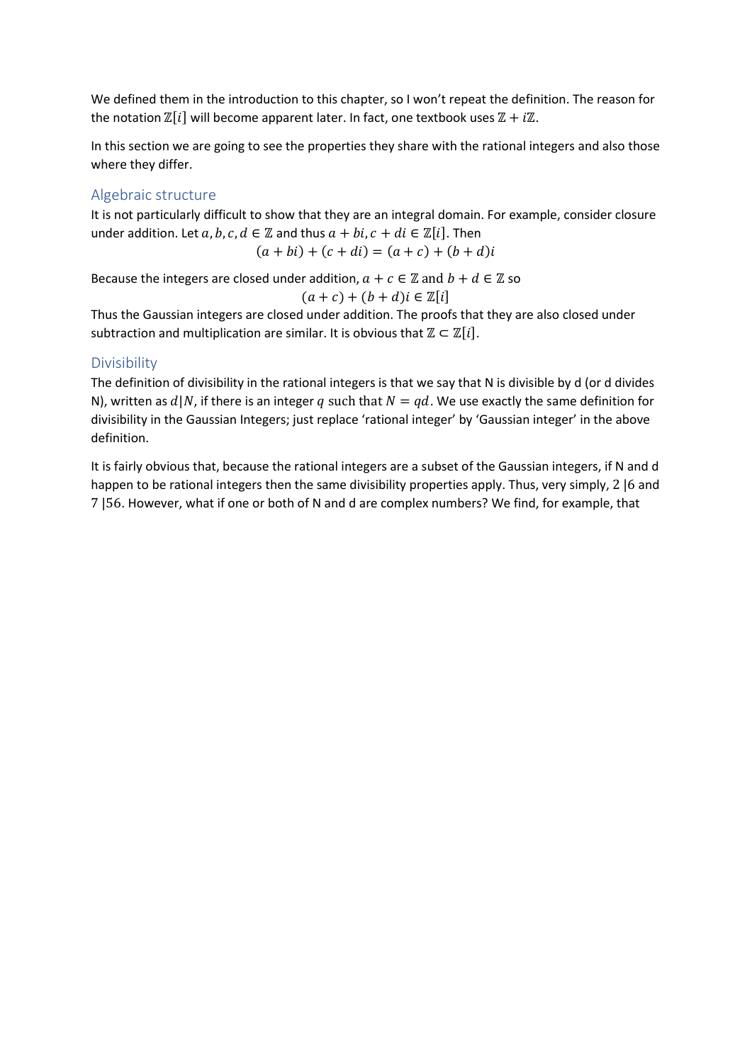We defined them in the introduction to this chapter, so I won't repeat the definition. The reason for the notation $\mathbb{Z}[i]$ will become apparent later. In fact, one textbook uses $\mathbb{Z} + i\mathbb{Z}$.

In this section we are going to see the properties they share with the rational integers and also those where they differ.

## Algebraic structure

It is not particularly difficult to show that they are an integral domain. For example, consider closure under addition. Let $a, b, c, d \in \mathbb{Z}$ and thus $a + bi, c + di \in \mathbb{Z}[i]$. Then

$$(a + bi) + (c + di) = (a + c) + (b + d)i$$

Because the integers are closed under addition, $a + c \in \mathbb{Z}$ and $b + d \in \mathbb{Z}$ so

$$(a + c) + (b + d)i \in \mathbb{Z}[i]$$

Thus the Gaussian integers are closed under addition. The proofs that they are also closed under subtraction and multiplication are similar. It is obvious that $\mathbb{Z} \subset \mathbb{Z}[i]$.

## Divisibility

The definition of divisibility in the rational integers is that we say that N is divisible by d (or d divides N), written as $d|N$, if there is an integer $q$ such that $N = qd$. We use exactly the same definition for divisibility in the Gaussian Integers; just replace 'rational integer' by 'Gaussian integer' in the above definition.

It is fairly obvious that, because the rational integers are a subset of the Gaussian integers, if N and d happen to be rational integers then the same divisibility properties apply. Thus, very simply, 2 |6 and 7 |56. However, what if one or both of N and d are complex numbers? We find, for example, that